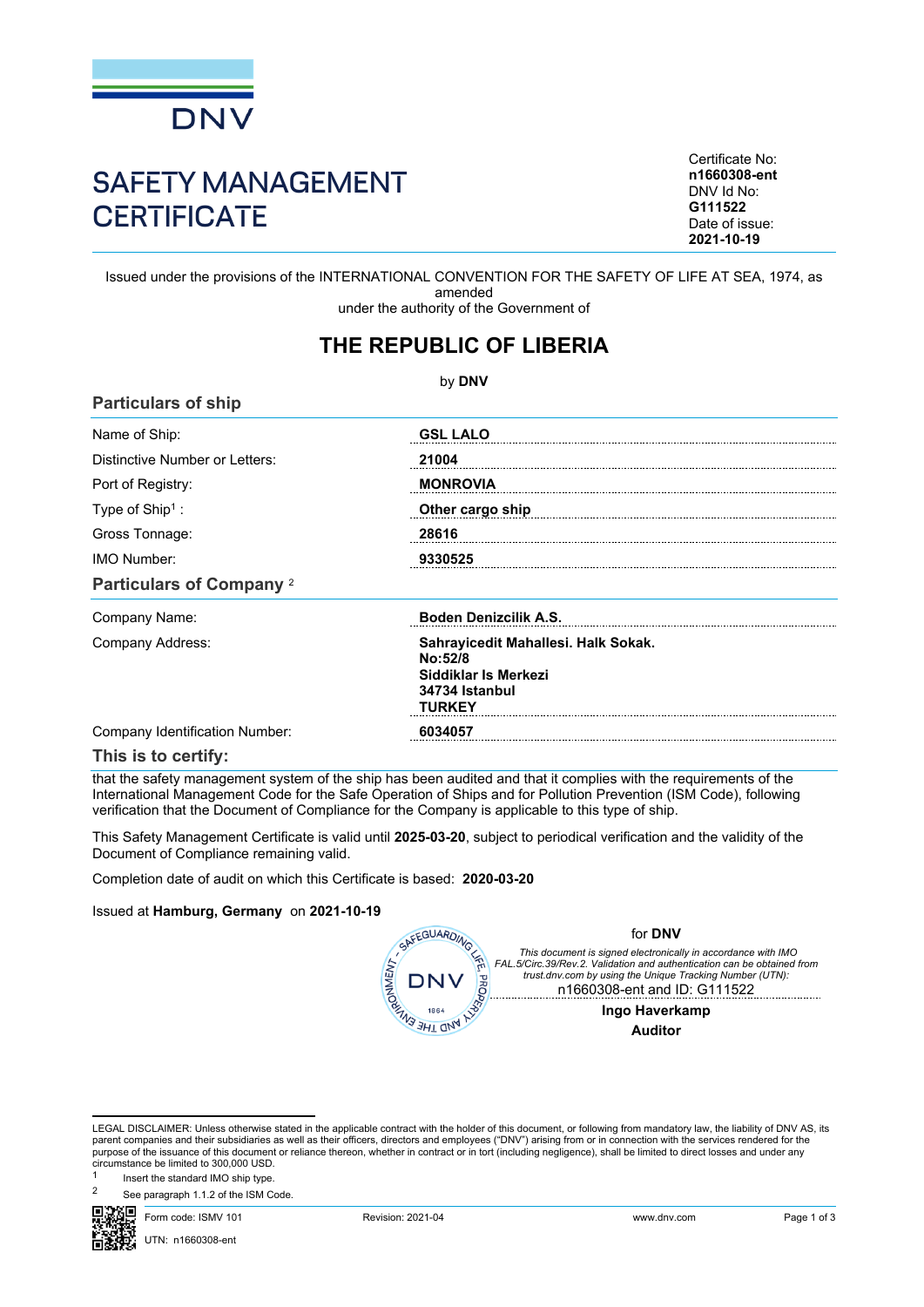# SAFETY MANAGEMENT CERTIFICATE

Certificate No:
**n1660308-ent**
DNV Id No:
**G111522**
Date of issue:
**2021-10-19**

Issued under the provisions of the INTERNATIONAL CONVENTION FOR THE SAFETY OF LIFE AT SEA, 1974, as amended
under the authority of the Government of

## THE REPUBLIC OF LIBERIA

by **DNV**

### Particulars of ship

| | |
|---|---|
| Name of Ship: | **GSL LALO** |
| Distinctive Number or Letters: | **21004** |
| Port of Registry: | **MONROVIA** |
| Type of Ship[1] : | **Other cargo ship** |
| Gross Tonnage: | **28616** |
| IMO Number: | **9330525** |

### Particulars of Company [2]

| | |
|---|---|
| Company Name: | **Boden Denizcilik A.S.** |
| Company Address: | **Sahrayicedit Mahallesi. Halk Sokak. No:52/8 Siddiklar Is Merkezi 34734 Istanbul TURKEY** |
| Company Identification Number: | **6034057** |

### This is to certify:

that the safety management system of the ship has been audited and that it complies with the requirements of the International Management Code for the Safe Operation of Ships and for Pollution Prevention (ISM Code), following verification that the Document of Compliance for the Company is applicable to this type of ship.

This Safety Management Certificate is valid until **2025-03-20**, subject to periodical verification and the validity of the Document of Compliance remaining valid.

Completion date of audit on which this Certificate is based: **2020-03-20**

Issued at **Hamburg, Germany** on **2021-10-19**

for **DNV**

*This document is signed electronically in accordance with IMO FAL.5/Circ.39/Rev.2. Validation and authentication can be obtained from trust.dnv.com by using the Unique Tracking Number (UTN):*
n1660308-ent and ID: G111522

**Ingo Haverkamp**
**Auditor**

LEGAL DISCLAIMER: Unless otherwise stated in the applicable contract with the holder of this document, or following from mandatory law, the liability of DNV AS, its parent companies and their subsidiaries as well as their officers, directors and employees ("DNV") arising from or in connection with the services rendered for the purpose of the issuance of this document or reliance thereon, whether in contract or in tort (including negligence), shall be limited to direct losses and under any circumstance be limited to 300,000 USD.

[1] Insert the standard IMO ship type.

[2] See paragraph 1.1.2 of the ISM Code.

Form code: ISMV 101 Revision: 2021-04 www.dnv.com

UTN: n1660308-ent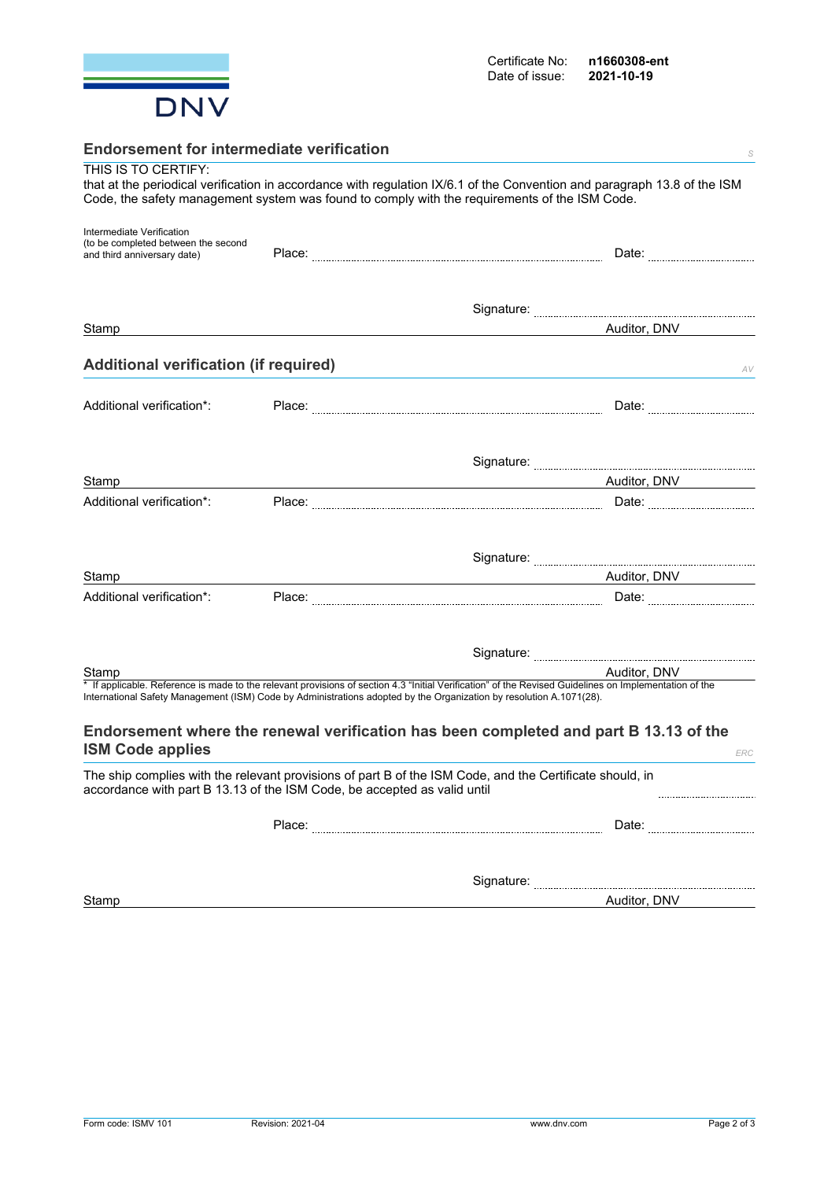Certificate No: **n1660308-ent**
Date of issue: **2021-10-19**

## Endorsement for intermediate verification

THIS IS TO CERTIFY:
that at the periodical verification in accordance with regulation IX/6.1 of the Convention and paragraph 13.8 of the ISM Code, the safety management system was found to comply with the requirements of the ISM Code.

Intermediate Verification
(to be completed between the second and third anniversary date)

Place: ............................................ Date: ....................

Signature: ........................................

Stamp — Auditor, DNV

## Additional verification (if required)

Additional verification*: Place: ............................................ Date: ....................

Signature: ........................................

Stamp — Auditor, DNV

Additional verification*: Place: ............................................ Date: ....................

Signature: ........................................

Stamp — Auditor, DNV

Additional verification*: Place: ............................................ Date: ....................

Signature: ........................................

Stamp — Auditor, DNV

* If applicable. Reference is made to the relevant provisions of section 4.3 "Initial Verification" of the Revised Guidelines on Implementation of the International Safety Management (ISM) Code by Administrations adopted by the Organization by resolution A.1071(28).

## Endorsement where the renewal verification has been completed and part B 13.13 of the ISM Code applies

The ship complies with the relevant provisions of part B of the ISM Code, and the Certificate should, in accordance with part B 13.13 of the ISM Code, be accepted as valid until ....................

Place: ............................................ Date: ....................

Signature: ........................................

Stamp — Auditor, DNV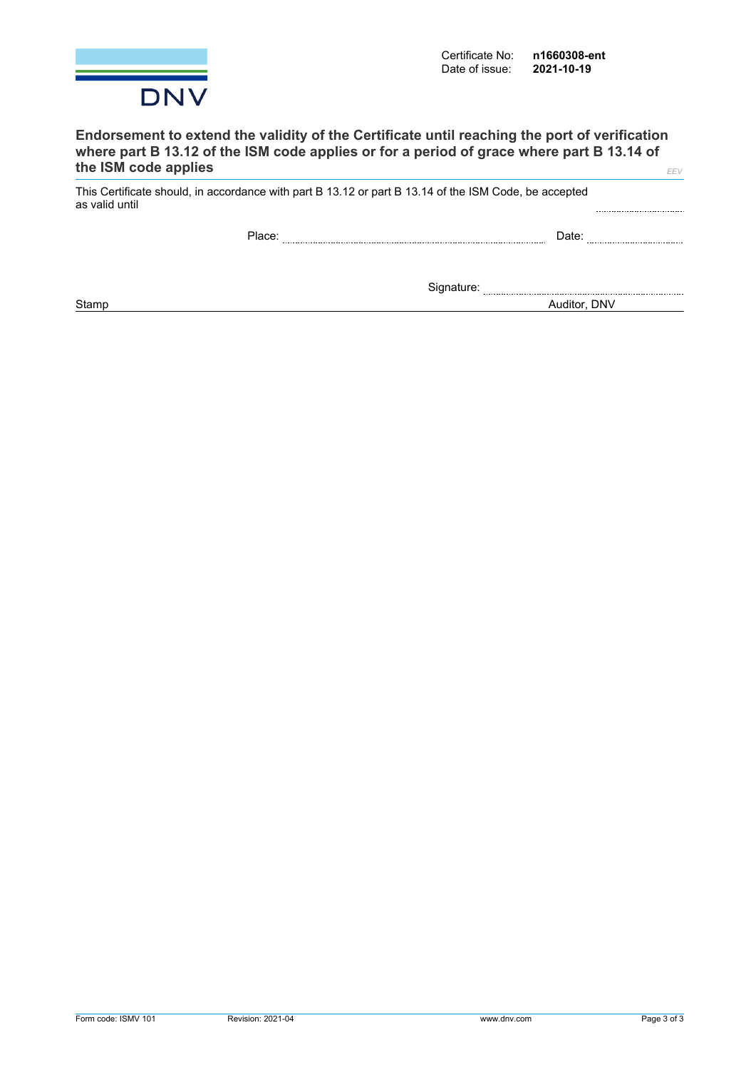DNV

Certificate No: **n1660308-ent**
Date of issue: **2021-10-19**

## Endorsement to extend the validity of the Certificate until reaching the port of verification where part B 13.12 of the ISM code applies or for a period of grace where part B 13.14 of the ISM code applies

*EEV*

This Certificate should, in accordance with part B 13.12 or part B 13.14 of the ISM Code, be accepted as valid until ..............................

Place: .................................................................................... Date: ..............................

Signature: ..............................................................

Stamp Auditor, DNV

Form code: ISMV 101 Revision: 2021-04 www.dnv.com